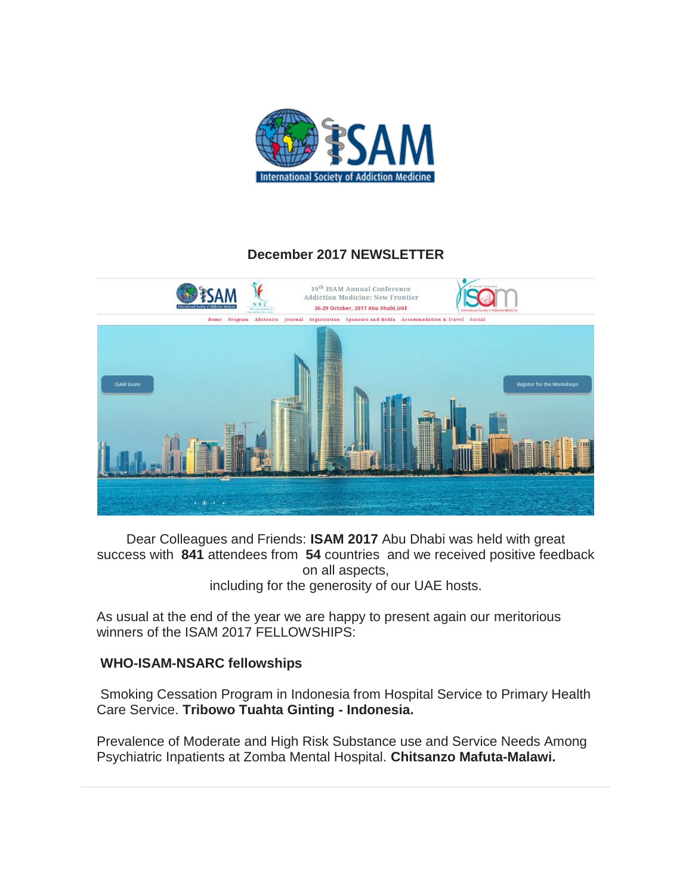## December 2017 NEWSLETTER

Dear Colleagues and Friends: **ISAM 2017** Abu Dhabi was held with great success with **841** attendees from **54** countries and we received positive feedback on all aspects, including for the generosity of our UAE hosts.

As usual at the end of the year we are happy to present again our meritorious winners of the ISAM 2017 FELLOWSHIPS:

**WHO-ISAM-NSARC fellowships**

Smoking Cessation Program in Indonesia from Hospital Service to Primary Health Care Service. **Tribowo Tuahta Ginting - Indonesia.**

Prevalence of Moderate and High Risk Substance use and Service Needs Among Psychiatric Inpatients at Zomba Mental Hospital. **Chitsanzo Mafuta-Malawi.**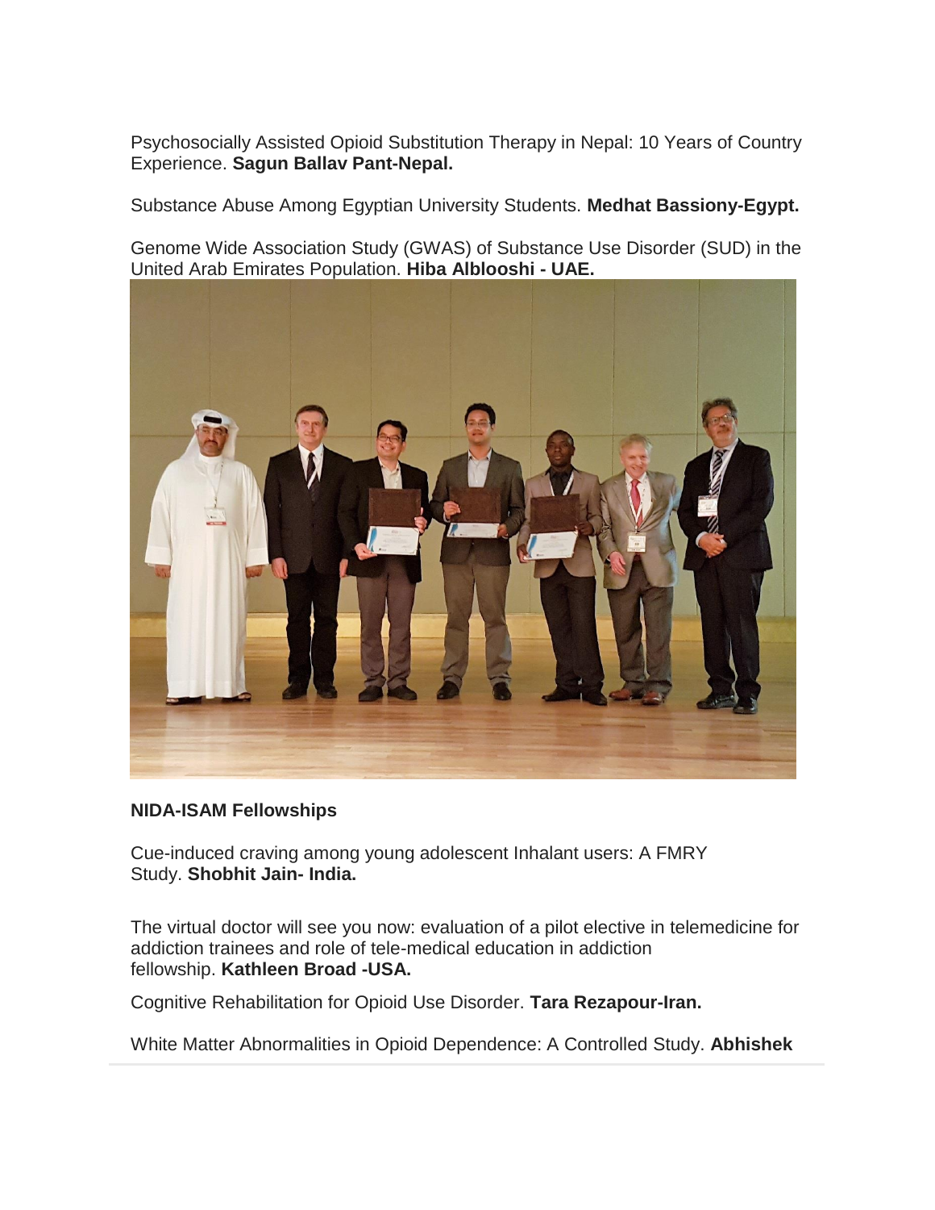Psychosocially Assisted Opioid Substitution Therapy in Nepal: 10 Years of Country Experience. **Sagun Ballav Pant-Nepal.**

Substance Abuse Among Egyptian University Students. **Medhat Bassiony-Egypt.**

Genome Wide Association Study (GWAS) of Substance Use Disorder (SUD) in the United Arab Emirates Population. **Hiba Alblooshi - UAE.**

**NIDA-ISAM Fellowships**

Cue-induced craving among young adolescent Inhalant users: A FMRY Study. **Shobhit Jain- India.**

The virtual doctor will see you now: evaluation of a pilot elective in telemedicine for addiction trainees and role of tele-medical education in addiction fellowship. **Kathleen Broad -USA.**

Cognitive Rehabilitation for Opioid Use Disorder. **Tara Rezapour-Iran.**

White Matter Abnormalities in Opioid Dependence: A Controlled Study. **Abhishek**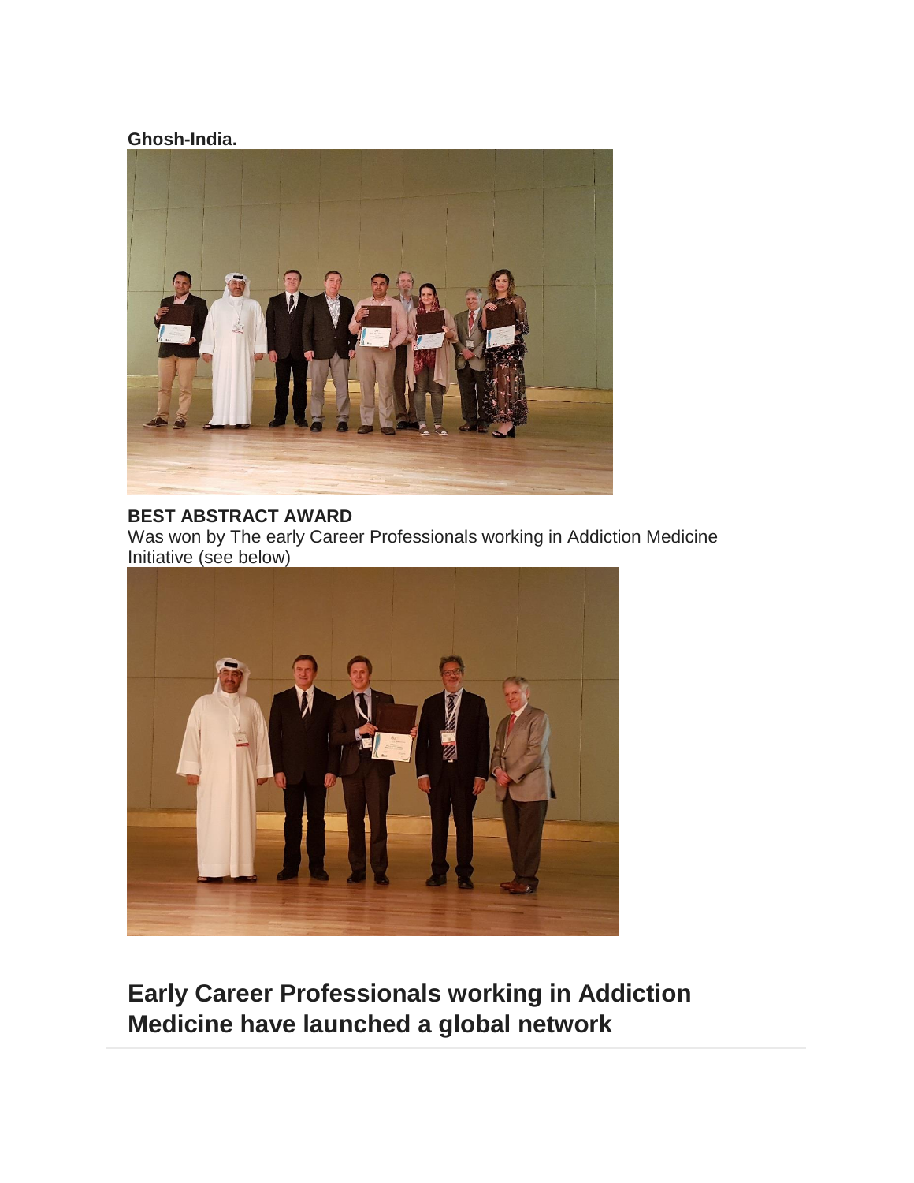**Ghosh-India.**

**BEST ABSTRACT AWARD**

Was won by The early Career Professionals working in Addiction Medicine Initiative (see below)

## Early Career Professionals working in Addiction Medicine have launched a global network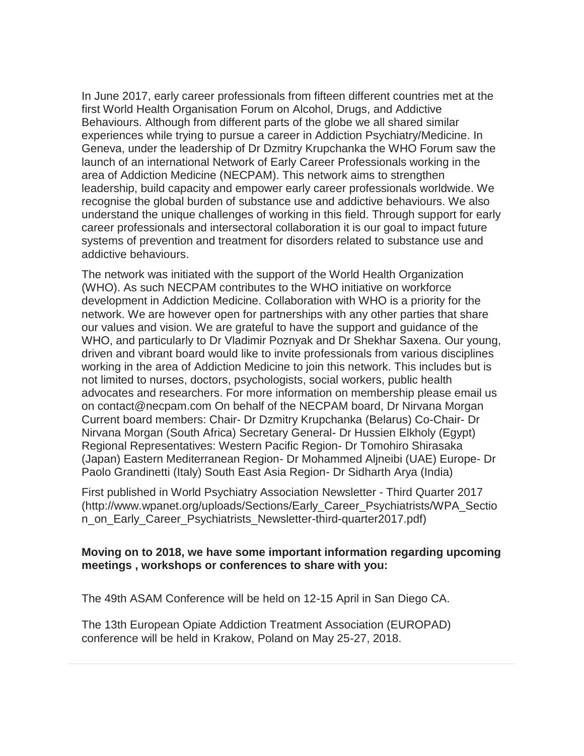In June 2017, early career professionals from fifteen different countries met at the first World Health Organisation Forum on Alcohol, Drugs, and Addictive Behaviours. Although from different parts of the globe we all shared similar experiences while trying to pursue a career in Addiction Psychiatry/Medicine. In Geneva, under the leadership of Dr Dzmitry Krupchanka the WHO Forum saw the launch of an international Network of Early Career Professionals working in the area of Addiction Medicine (NECPAM). This network aims to strengthen leadership, build capacity and empower early career professionals worldwide. We recognise the global burden of substance use and addictive behaviours. We also understand the unique challenges of working in this field. Through support for early career professionals and intersectoral collaboration it is our goal to impact future systems of prevention and treatment for disorders related to substance use and addictive behaviours.

The network was initiated with the support of the World Health Organization (WHO). As such NECPAM contributes to the WHO initiative on workforce development in Addiction Medicine. Collaboration with WHO is a priority for the network. We are however open for partnerships with any other parties that share our values and vision. We are grateful to have the support and guidance of the WHO, and particularly to Dr Vladimir Poznyak and Dr Shekhar Saxena. Our young, driven and vibrant board would like to invite professionals from various disciplines working in the area of Addiction Medicine to join this network. This includes but is not limited to nurses, doctors, psychologists, social workers, public health advocates and researchers. For more information on membership please email us on contact@necpam.com On behalf of the NECPAM board, Dr Nirvana Morgan Current board members: Chair- Dr Dzmitry Krupchanka (Belarus) Co-Chair- Dr Nirvana Morgan (South Africa) Secretary General- Dr Hussien Elkholy (Egypt) Regional Representatives: Western Pacific Region- Dr Tomohiro Shirasaka (Japan) Eastern Mediterranean Region- Dr Mohammed Aljneibi (UAE) Europe- Dr Paolo Grandinetti (Italy) South East Asia Region- Dr Sidharth Arya (India)

First published in World Psychiatry Association Newsletter - Third Quarter 2017 (http://www.wpanet.org/uploads/Sections/Early_Career_Psychiatrists/WPA_Section_on_Early_Career_Psychiatrists_Newsletter-third-quarter2017.pdf)

**Moving on to 2018, we have some important information regarding upcoming meetings , workshops or conferences to share with you:**

The 49th ASAM Conference will be held on 12-15 April in San Diego CA.

The 13th European Opiate Addiction Treatment Association (EUROPAD) conference will be held in Krakow, Poland on May 25-27, 2018.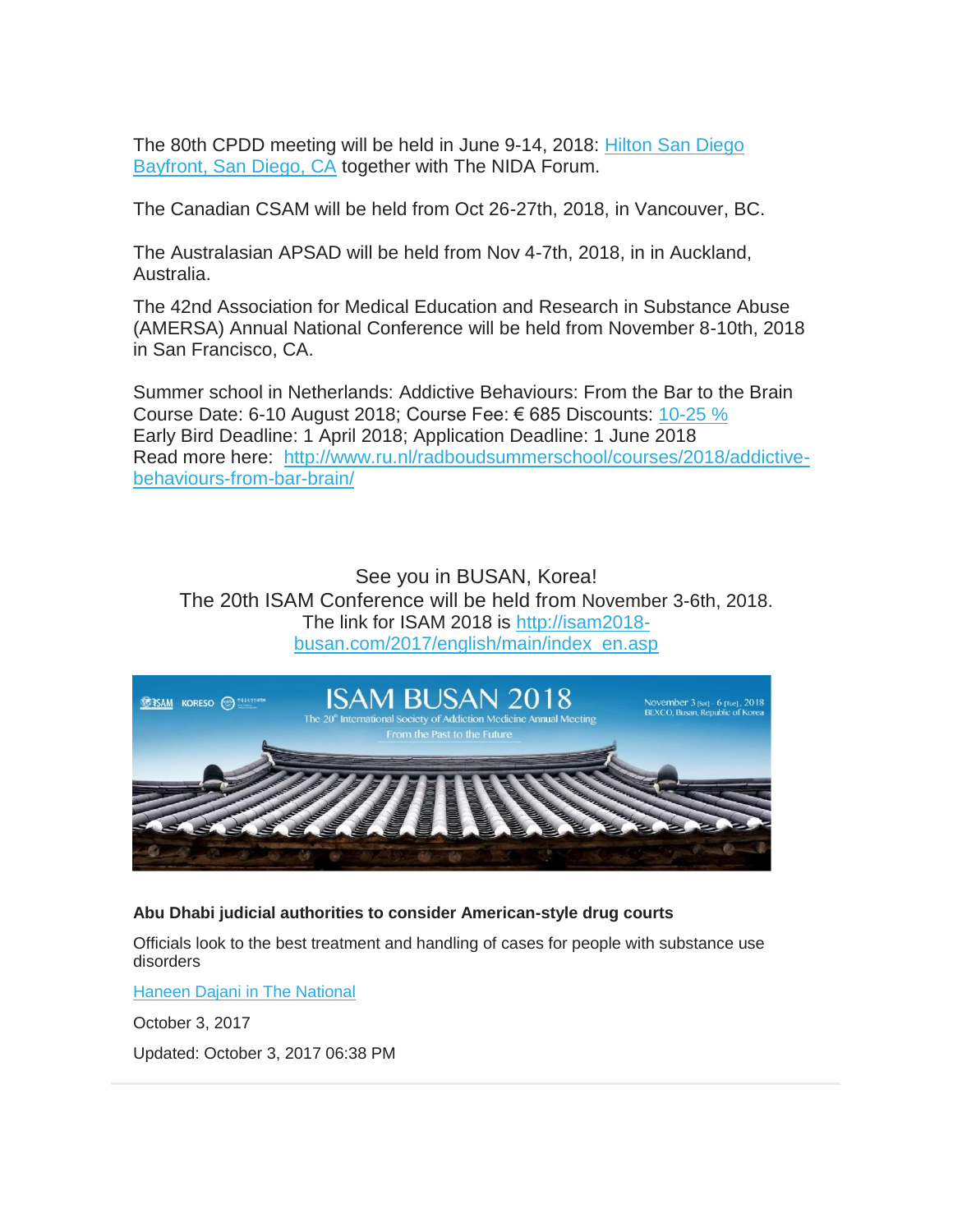The 80th CPDD meeting will be held in June 9-14, 2018: Hilton San Diego Bayfront, San Diego, CA together with The NIDA Forum.

The Canadian CSAM will be held from Oct 26-27th, 2018, in Vancouver, BC.

The Australasian APSAD will be held from Nov 4-7th, 2018, in in Auckland, Australia.

The 42nd Association for Medical Education and Research in Substance Abuse (AMERSA) Annual National Conference will be held from November 8-10th, 2018 in San Francisco, CA.

Summer school in Netherlands: Addictive Behaviours: From the Bar to the Brain
Course Date: 6-10 August 2018; Course Fee: € 685 Discounts: 10-25 %
Early Bird Deadline: 1 April 2018; Application Deadline: 1 June 2018
Read more here: http://www.ru.nl/radboudsummerschool/courses/2018/addictive-behaviours-from-bar-brain/

See you in BUSAN, Korea!
The 20th ISAM Conference will be held from November 3-6th, 2018.
The link for ISAM 2018 is http://isam2018-busan.com/2017/english/main/index_en.asp

**Abu Dhabi judicial authorities to consider American-style drug courts**

Officials look to the best treatment and handling of cases for people with substance use disorders

Haneen Dajani in The National

October 3, 2017

Updated: October 3, 2017 06:38 PM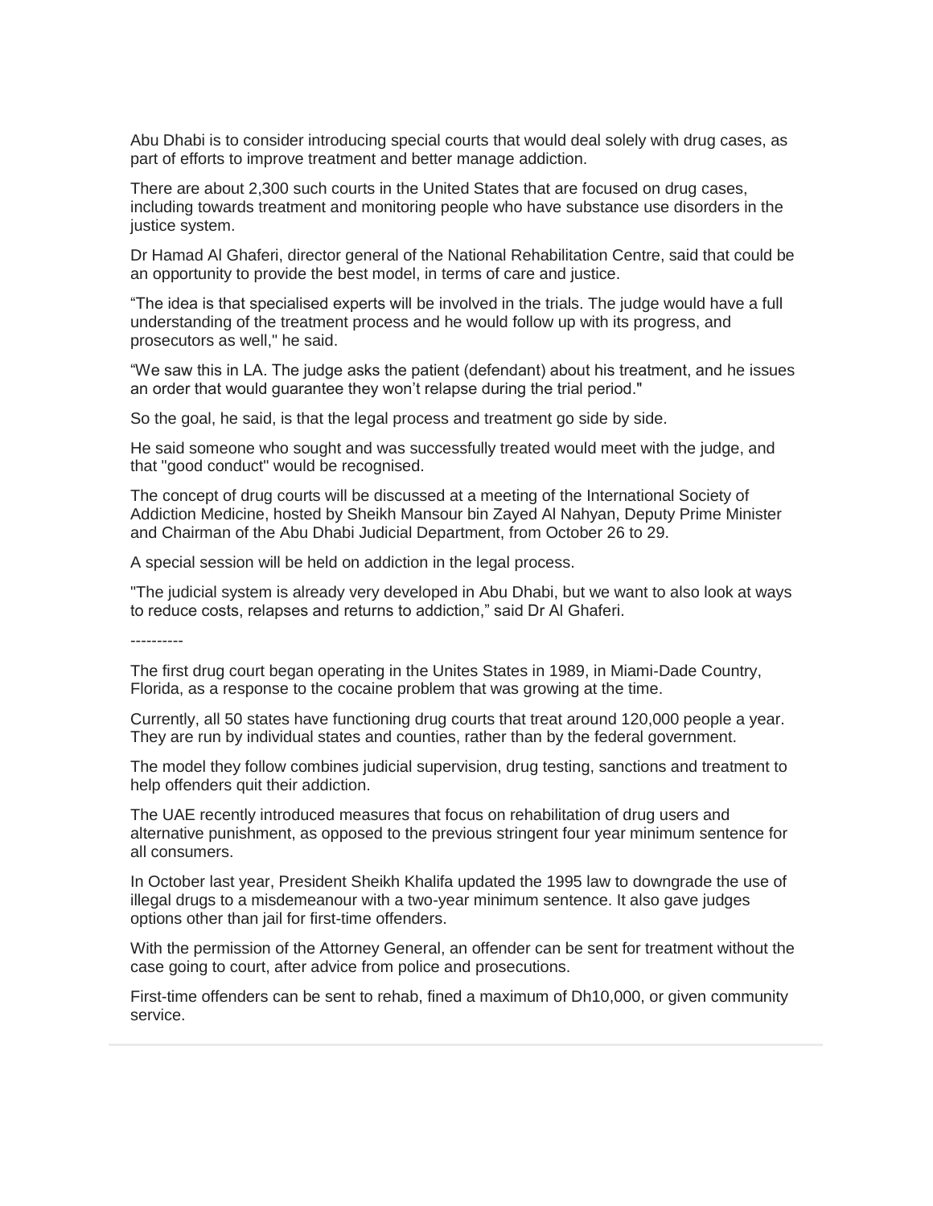Abu Dhabi is to consider introducing special courts that would deal solely with drug cases, as part of efforts to improve treatment and better manage addiction.

There are about 2,300 such courts in the United States that are focused on drug cases, including towards treatment and monitoring people who have substance use disorders in the justice system.

Dr Hamad Al Ghaferi, director general of the National Rehabilitation Centre, said that could be an opportunity to provide the best model, in terms of care and justice.

“The idea is that specialised experts will be involved in the trials. The judge would have a full understanding of the treatment process and he would follow up with its progress, and prosecutors as well," he said.

“We saw this in LA. The judge asks the patient (defendant) about his treatment, and he issues an order that would guarantee they won’t relapse during the trial period."

So the goal, he said, is that the legal process and treatment go side by side.

He said someone who sought and was successfully treated would meet with the judge, and that "good conduct" would be recognised.

The concept of drug courts will be discussed at a meeting of the International Society of Addiction Medicine, hosted by Sheikh Mansour bin Zayed Al Nahyan, Deputy Prime Minister and Chairman of the Abu Dhabi Judicial Department, from October 26 to 29.

A special session will be held on addiction in the legal process.

"The judicial system is already very developed in Abu Dhabi, but we want to also look at ways to reduce costs, relapses and returns to addiction,” said Dr Al Ghaferi.

----------

The first drug court began operating in the Unites States in 1989, in Miami-Dade Country, Florida, as a response to the cocaine problem that was growing at the time.

Currently, all 50 states have functioning drug courts that treat around 120,000 people a year. They are run by individual states and counties, rather than by the federal government.

The model they follow combines judicial supervision, drug testing, sanctions and treatment to help offenders quit their addiction.

The UAE recently introduced measures that focus on rehabilitation of drug users and alternative punishment, as opposed to the previous stringent four year minimum sentence for all consumers.

In October last year, President Sheikh Khalifa updated the 1995 law to downgrade the use of illegal drugs to a misdemeanour with a two-year minimum sentence. It also gave judges options other than jail for first-time offenders.

With the permission of the Attorney General, an offender can be sent for treatment without the case going to court, after advice from police and prosecutions.

First-time offenders can be sent to rehab, fined a maximum of Dh10,000, or given community service.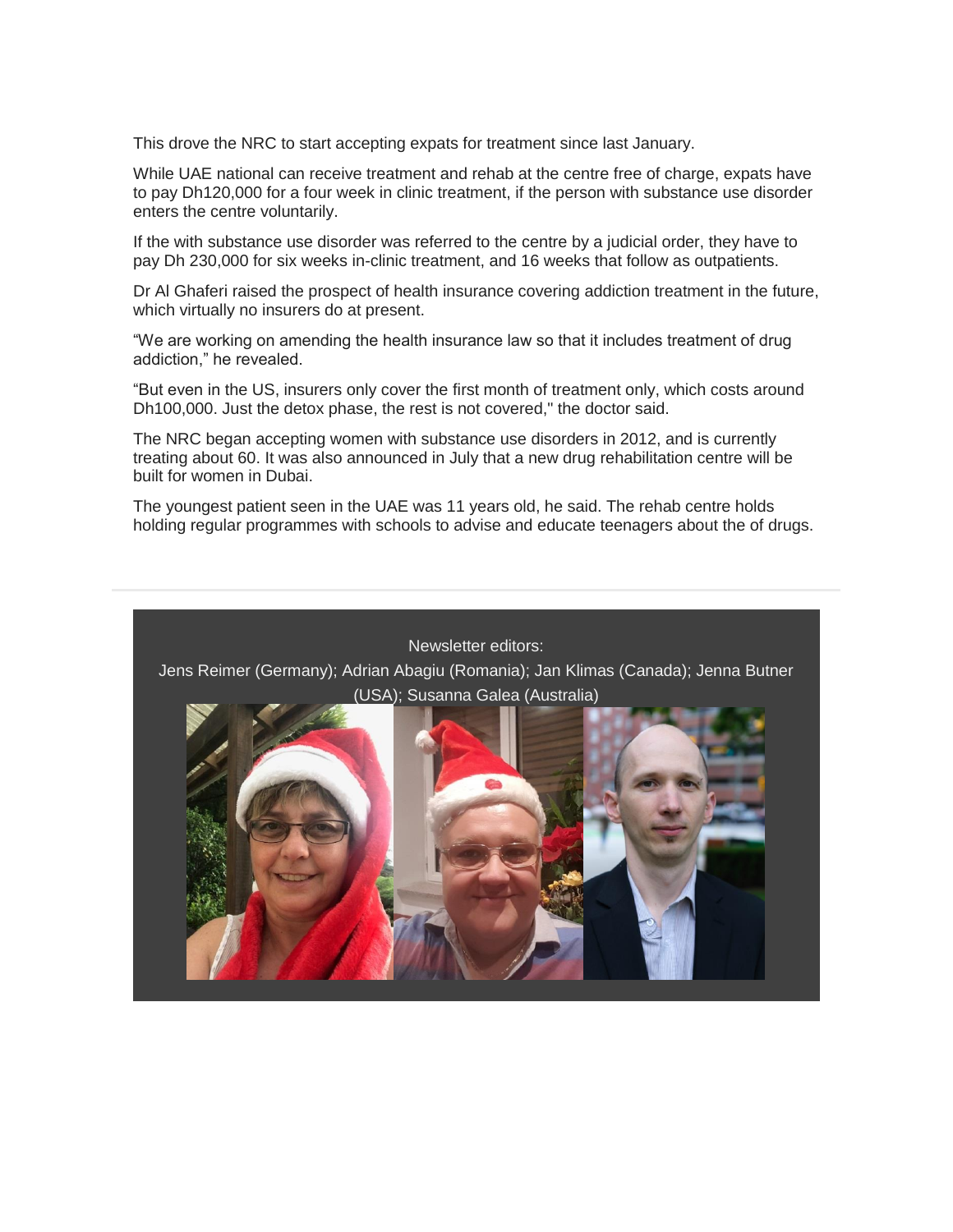This drove the NRC to start accepting expats for treatment since last January.

While UAE national can receive treatment and rehab at the centre free of charge, expats have to pay Dh120,000 for a four week in clinic treatment, if the person with substance use disorder enters the centre voluntarily.

If the with substance use disorder was referred to the centre by a judicial order, they have to pay Dh 230,000 for six weeks in-clinic treatment, and 16 weeks that follow as outpatients.

Dr Al Ghaferi raised the prospect of health insurance covering addiction treatment in the future, which virtually no insurers do at present.

"We are working on amending the health insurance law so that it includes treatment of drug addiction," he revealed.

"But even in the US, insurers only cover the first month of treatment only, which costs around Dh100,000. Just the detox phase, the rest is not covered," the doctor said.

The NRC began accepting women with substance use disorders in 2012, and is currently treating about 60. It was also announced in July that a new drug rehabilitation centre will be built for women in Dubai.

The youngest patient seen in the UAE was 11 years old, he said. The rehab centre holds holding regular programmes with schools to advise and educate teenagers about the of drugs.

---

Newsletter editors:

Jens Reimer (Germany); Adrian Abagiu (Romania); Jan Klimas (Canada); Jenna Butner (USA); Susanna Galea (Australia)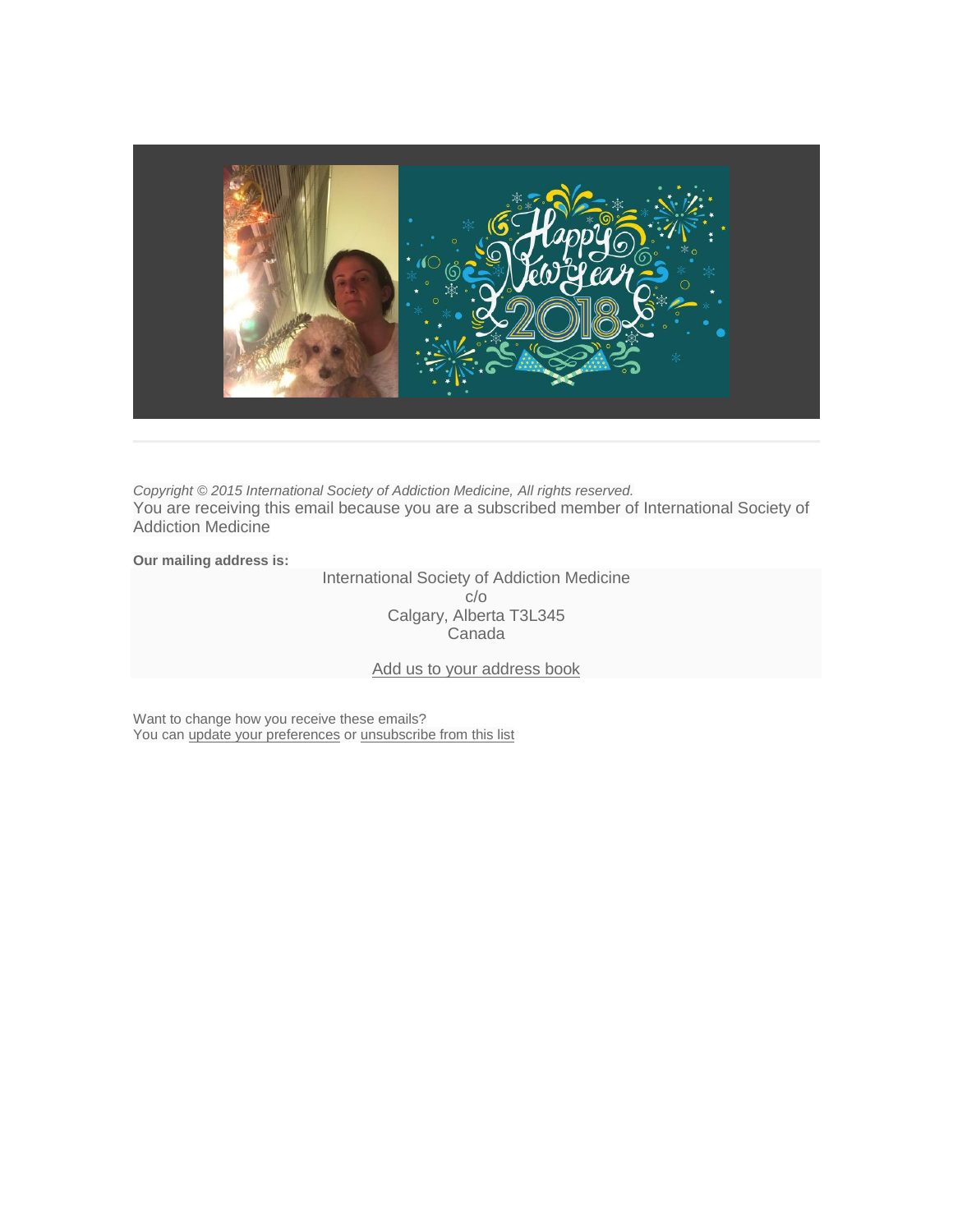*Copyright © 2015 International Society of Addiction Medicine, All rights reserved.*
You are receiving this email because you are a subscribed member of International Society of Addiction Medicine

**Our mailing address is:**

International Society of Addiction Medicine
c/o
Calgary, Alberta T3L345
Canada

Add us to your address book

Want to change how you receive these emails?
You can update your preferences or unsubscribe from this list